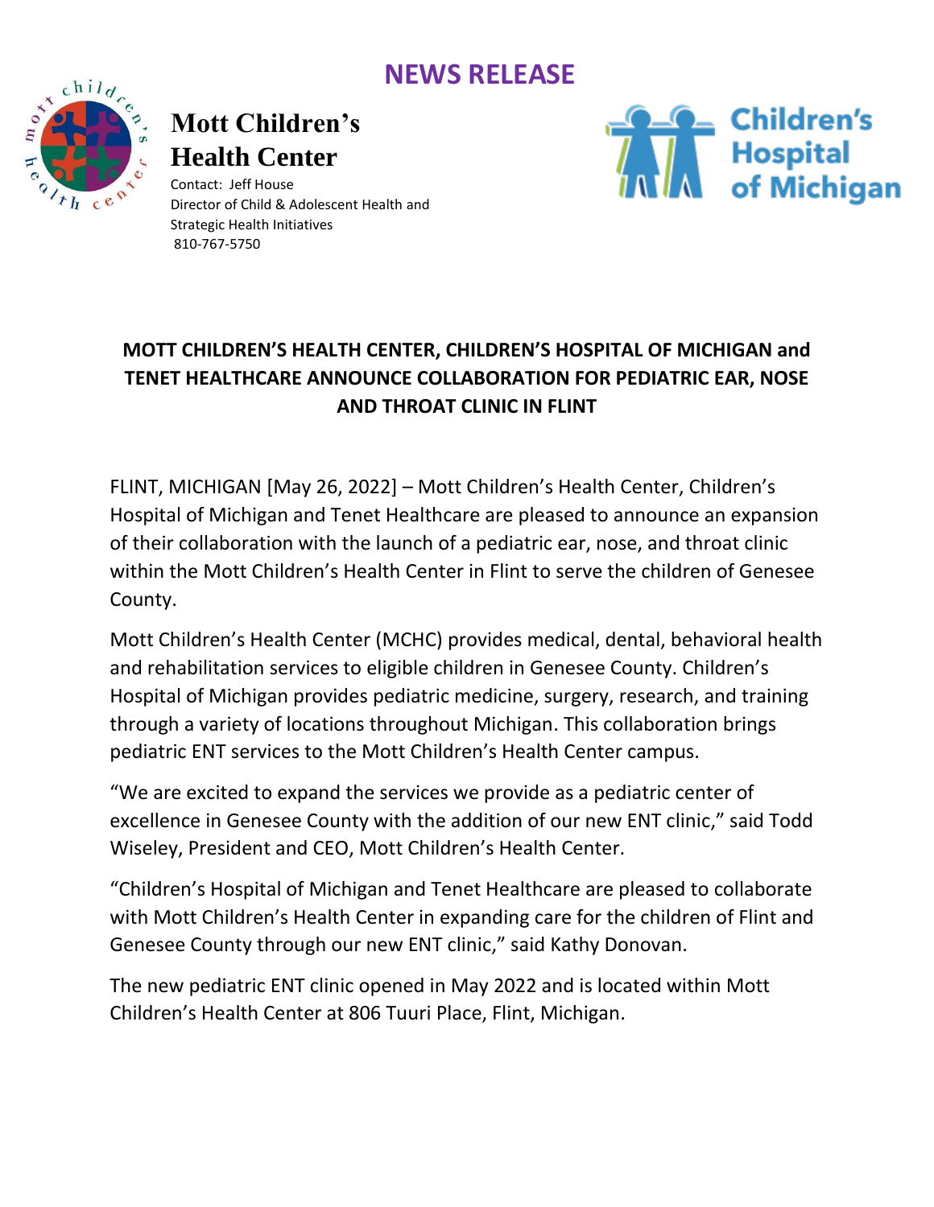# NEWS RELEASE

**Mott Children's Health Center**

Contact: Jeff House
Director of Child & Adolescent Health and Strategic Health Initiatives
810-767-5750

Children's Hospital of Michigan

## MOTT CHILDREN'S HEALTH CENTER, CHILDREN'S HOSPITAL OF MICHIGAN and TENET HEALTHCARE ANNOUNCE COLLABORATION FOR PEDIATRIC EAR, NOSE AND THROAT CLINIC IN FLINT

FLINT, MICHIGAN [May 26, 2022] – Mott Children's Health Center, Children's Hospital of Michigan and Tenet Healthcare are pleased to announce an expansion of their collaboration with the launch of a pediatric ear, nose, and throat clinic within the Mott Children's Health Center in Flint to serve the children of Genesee County.

Mott Children's Health Center (MCHC) provides medical, dental, behavioral health and rehabilitation services to eligible children in Genesee County. Children's Hospital of Michigan provides pediatric medicine, surgery, research, and training through a variety of locations throughout Michigan. This collaboration brings pediatric ENT services to the Mott Children's Health Center campus.

"We are excited to expand the services we provide as a pediatric center of excellence in Genesee County with the addition of our new ENT clinic," said Todd Wiseley, President and CEO, Mott Children's Health Center.

"Children's Hospital of Michigan and Tenet Healthcare are pleased to collaborate with Mott Children's Health Center in expanding care for the children of Flint and Genesee County through our new ENT clinic," said Kathy Donovan.

The new pediatric ENT clinic opened in May 2022 and is located within Mott Children's Health Center at 806 Tuuri Place, Flint, Michigan.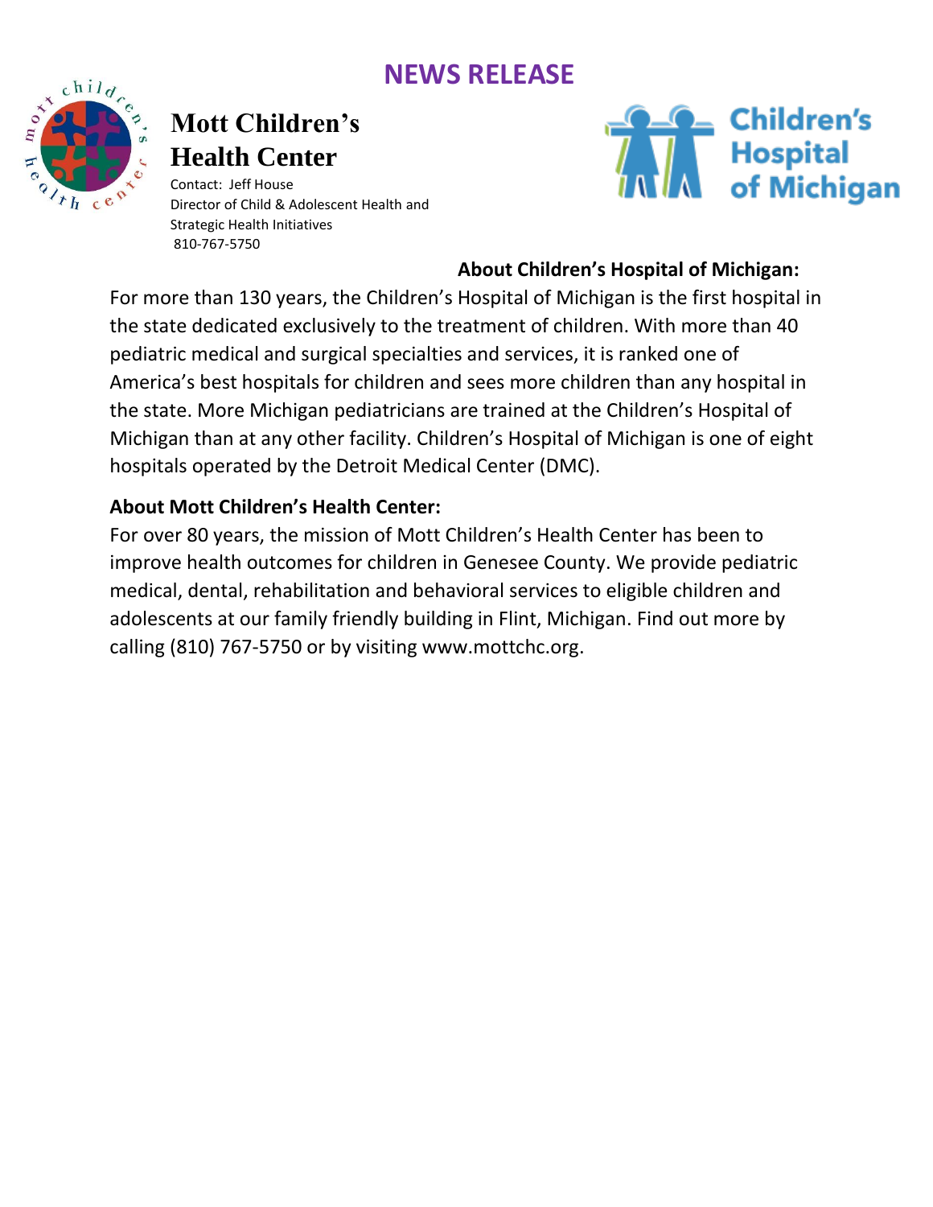# NEWS RELEASE

## Mott Children's Health Center

Contact: Jeff House
Director of Child & Adolescent Health and Strategic Health Initiatives
810-767-5750

Children's Hospital of Michigan

**About Children's Hospital of Michigan:**

For more than 130 years, the Children's Hospital of Michigan is the first hospital in the state dedicated exclusively to the treatment of children. With more than 40 pediatric medical and surgical specialties and services, it is ranked one of America's best hospitals for children and sees more children than any hospital in the state. More Michigan pediatricians are trained at the Children's Hospital of Michigan than at any other facility. Children's Hospital of Michigan is one of eight hospitals operated by the Detroit Medical Center (DMC).

**About Mott Children's Health Center:**

For over 80 years, the mission of Mott Children's Health Center has been to improve health outcomes for children in Genesee County. We provide pediatric medical, dental, rehabilitation and behavioral services to eligible children and adolescents at our family friendly building in Flint, Michigan. Find out more by calling (810) 767-5750 or by visiting www.mottchc.org.